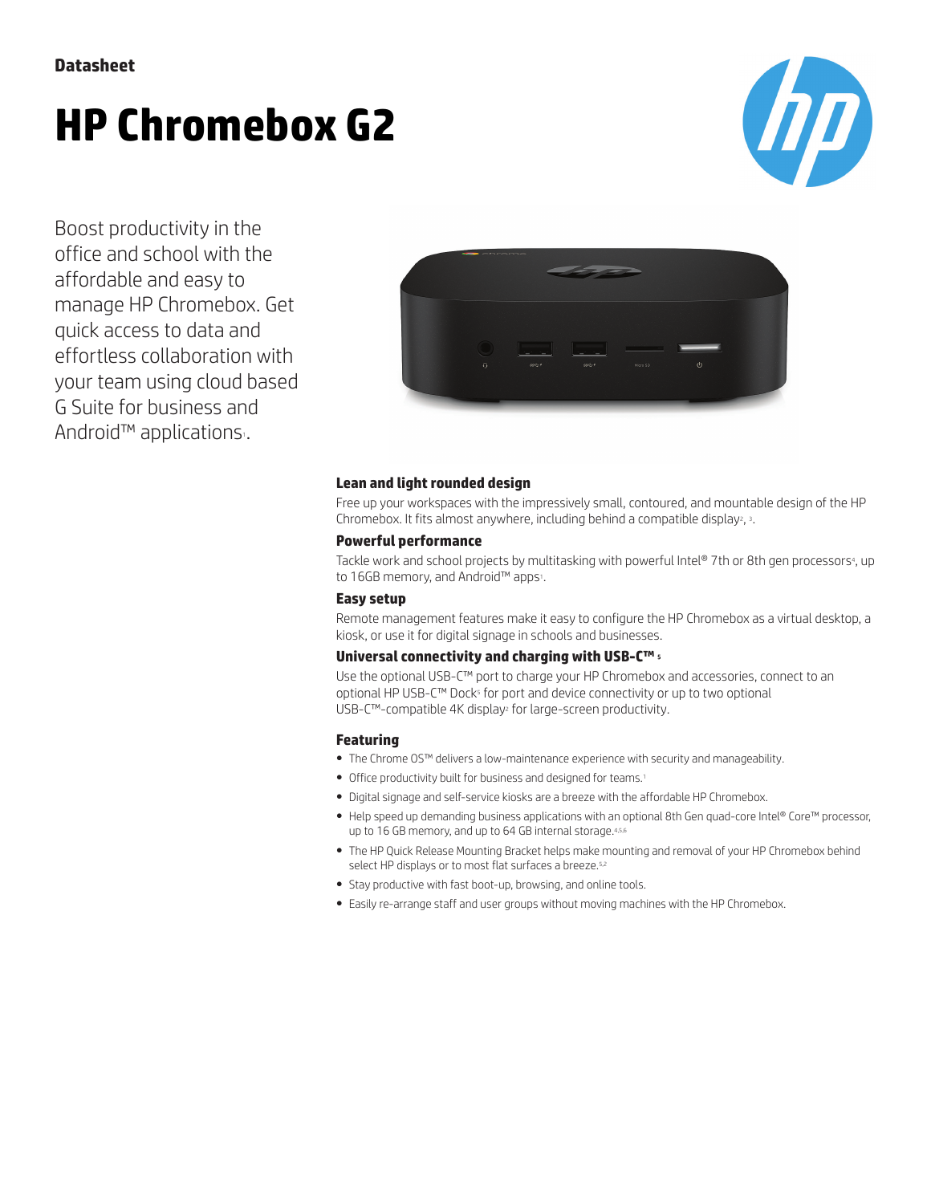**Datasheet**

# HP Chromebox G2

Boost productivity in the office and school with the affordable and easy to manage HP Chromebox. Get quick access to data and effortless collaboration with your team using cloud based G Suite for business and Android™ applications[1].

### Lean and light rounded design

Free up your workspaces with the impressively small, contoured, and mountable design of the HP Chromebox. It fits almost anywhere, including behind a compatible display[2], [3].

### Powerful performance

Tackle work and school projects by multitasking with powerful Intel® 7th or 8th gen processors[4], up to 16GB memory, and Android™ apps[1].

### Easy setup

Remote management features make it easy to configure the HP Chromebox as a virtual desktop, a kiosk, or use it for digital signage in schools and businesses.

### Universal connectivity and charging with USB-C™ [5]

Use the optional USB-C™ port to charge your HP Chromebox and accessories, connect to an optional HP USB-C™ Dock[5] for port and device connectivity or up to two optional USB-C™-compatible 4K display[2] for large-screen productivity.

### Featuring

- The Chrome OS™ delivers a low-maintenance experience with security and manageability.
- Office productivity built for business and designed for teams.[1]
- Digital signage and self-service kiosks are a breeze with the affordable HP Chromebox.
- Help speed up demanding business applications with an optional 8th Gen quad-core Intel® Core™ processor, up to 16 GB memory, and up to 64 GB internal storage.[4,5,6]
- The HP Quick Release Mounting Bracket helps make mounting and removal of your HP Chromebox behind select HP displays or to most flat surfaces a breeze.[5,2]
- Stay productive with fast boot-up, browsing, and online tools.
- Easily re-arrange staff and user groups without moving machines with the HP Chromebox.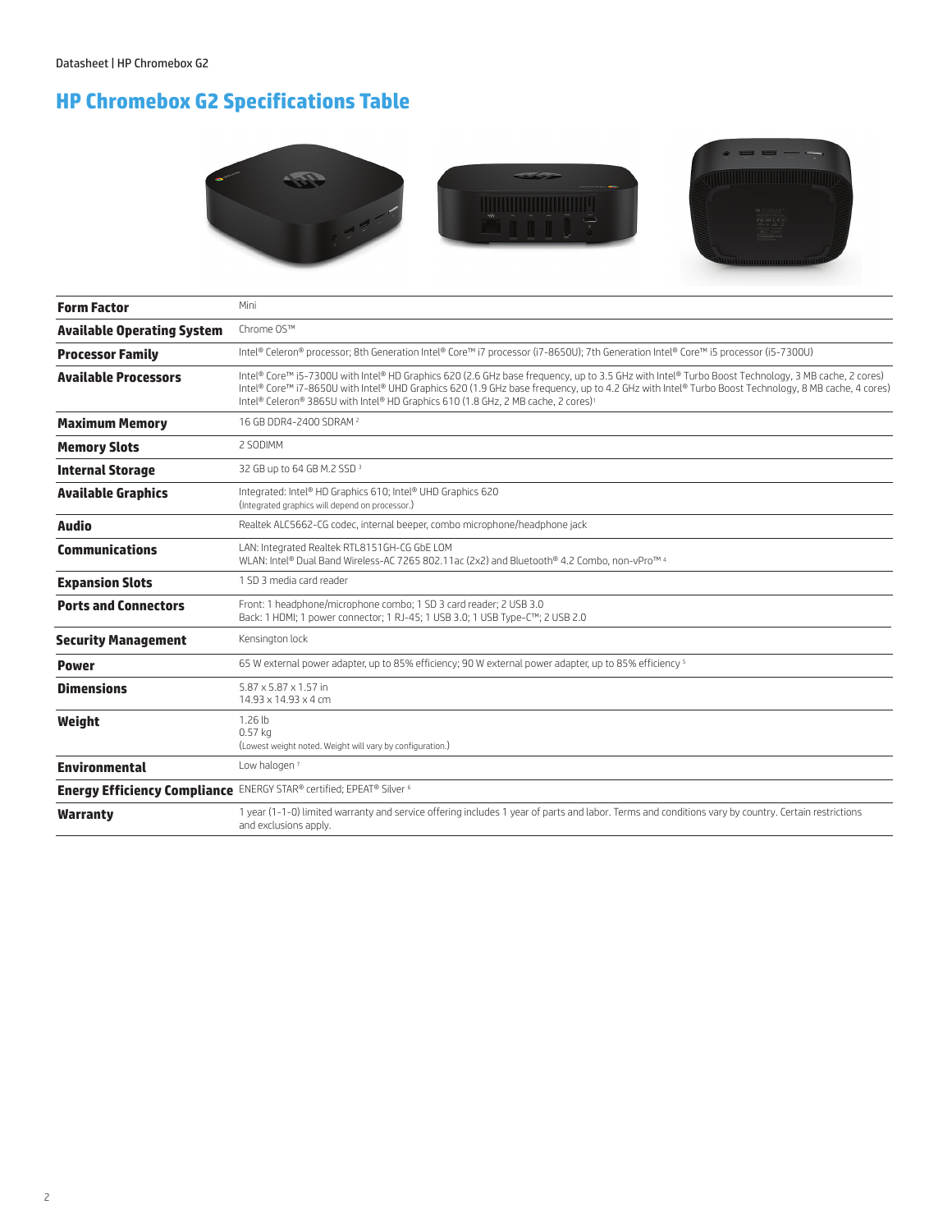# HP Chromebox G2 Specifications Table

| | |
|---|---|
| **Form Factor** | Mini |
| **Available Operating System** | Chrome OS™ |
| **Processor Family** | Intel® Celeron® processor; 8th Generation Intel® Core™ i7 processor (i7-8650U); 7th Generation Intel® Core™ i5 processor (i5-7300U) |
| **Available Processors** | Intel® Core™ i5-7300U with Intel® HD Graphics 620 (2.6 GHz base frequency, up to 3.5 GHz with Intel® Turbo Boost Technology, 3 MB cache, 2 cores)<br>Intel® Core™ i7-8650U with Intel® UHD Graphics 620 (1.9 GHz base frequency, up to 4.2 GHz with Intel® Turbo Boost Technology, 8 MB cache, 4 cores)<br>Intel® Celeron® 3865U with Intel® HD Graphics 610 (1.8 GHz, 2 MB cache, 2 cores)[1] |
| **Maximum Memory** | 16 GB DDR4-2400 SDRAM [2] |
| **Memory Slots** | 2 SODIMM |
| **Internal Storage** | 32 GB up to 64 GB M.2 SSD [3] |
| **Available Graphics** | Integrated: Intel® HD Graphics 610; Intel® UHD Graphics 620<br>(Integrated graphics will depend on processor.) |
| **Audio** | Realtek ALC5662-CG codec, internal beeper, combo microphone/headphone jack |
| **Communications** | LAN: Integrated Realtek RTL8151GH-CG GbE LOM<br>WLAN: Intel® Dual Band Wireless-AC 7265 802.11ac (2x2) and Bluetooth® 4.2 Combo, non-vPro™ [4] |
| **Expansion Slots** | 1 SD 3 media card reader |
| **Ports and Connectors** | Front: 1 headphone/microphone combo; 1 SD 3 card reader; 2 USB 3.0<br>Back: 1 HDMI; 1 power connector; 1 RJ-45; 1 USB 3.0; 1 USB Type-C™; 2 USB 2.0 |
| **Security Management** | Kensington lock |
| **Power** | 65 W external power adapter, up to 85% efficiency; 90 W external power adapter, up to 85% efficiency [5] |
| **Dimensions** | 5.87 x 5.87 x 1.57 in<br>14.93 x 14.93 x 4 cm |
| **Weight** | 1.26 lb<br>0.57 kg<br>(Lowest weight noted. Weight will vary by configuration.) |
| **Environmental** | Low halogen [7] |
| **Energy Efficiency Compliance** | ENERGY STAR® certified; EPEAT® Silver [6] |
| **Warranty** | 1 year (1-1-0) limited warranty and service offering includes 1 year of parts and labor. Terms and conditions vary by country. Certain restrictions and exclusions apply. |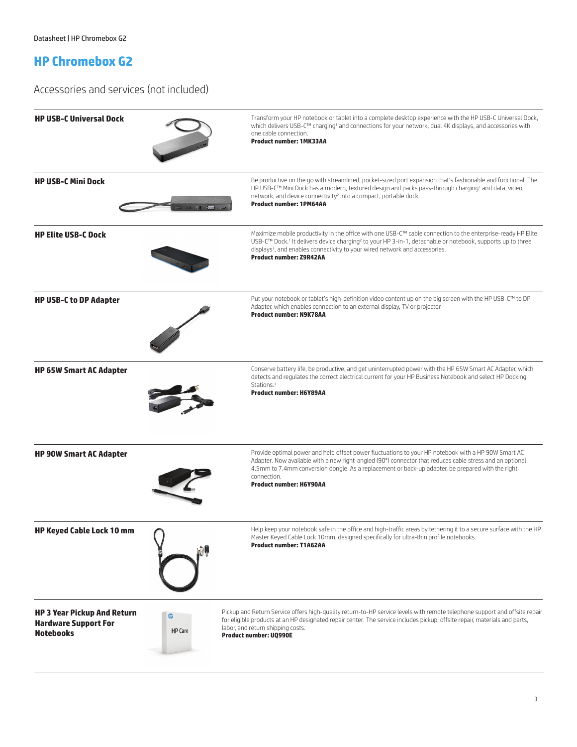# HP Chromebox G2

## Accessories and services (not included)

| | |
|---|---|
| **HP USB-C Universal Dock** | Transform your HP notebook or tablet into a complete desktop experience with the HP USB-C Universal Dock, which delivers USB-C™ charging[1] and connections for your network, dual 4K displays, and accessories with one cable connection.<br>**Product number: 1MK33AA** |
| **HP USB-C Mini Dock** | Be productive on the go with streamlined, pocket-sized port expansion that's fashionable and functional. The HP USB-C™ Mini Dock has a modern, textured design and packs pass-through charging[1] and data, video, network, and device connectivity[2] into a compact, portable dock.<br>**Product number: 1PM64AA** |
| **HP Elite USB-C Dock** | Maximize mobile productivity in the office with one USB-C™ cable connection to the enterprise-ready HP Elite USB-C™ Dock.[1] It delivers device charging[2] to your HP 3-in-1, detachable or notebook, supports up to three displays[3], and enables connectivity to your wired network and accessories.<br>**Product number: Z9R42AA** |
| **HP USB-C to DP Adapter** | Put your notebook or tablet's high-definition video content up on the big screen with the HP USB-C™ to DP Adapter, which enables connection to an external display, TV or projector<br>**Product number: N9K78AA** |
| **HP 65W Smart AC Adapter** | Conserve battery life, be productive, and get uninterrupted power with the HP 65W Smart AC Adapter, which detects and regulates the correct electrical current for your HP Business Notebook and select HP Docking Stations.[1]<br>**Product number: H6Y89AA** |
| **HP 90W Smart AC Adapter** | Provide optimal power and help offset power fluctuations to your HP notebook with a HP 90W Smart AC Adapter. Now available with a new right-angled (90°) connector that reduces cable stress and an optional 4.5mm to 7.4mm conversion dongle. As a replacement or back-up adapter, be prepared with the right connection.<br>**Product number: H6Y90AA** |
| **HP Keyed Cable Lock 10 mm** | Help keep your notebook safe in the office and high-traffic areas by tethering it to a secure surface with the HP Master Keyed Cable Lock 10mm, designed specifically for ultra-thin profile notebooks.<br>**Product number: T1A62AA** |
| **HP 3 Year Pickup And Return Hardware Support For Notebooks** | Pickup and Return Service offers high-quality return-to-HP service levels with remote telephone support and offsite repair for eligible products at an HP designated repair center. The service includes pickup, offsite repair, materials and parts, labor, and return shipping costs.<br>**Product number: UQ990E** |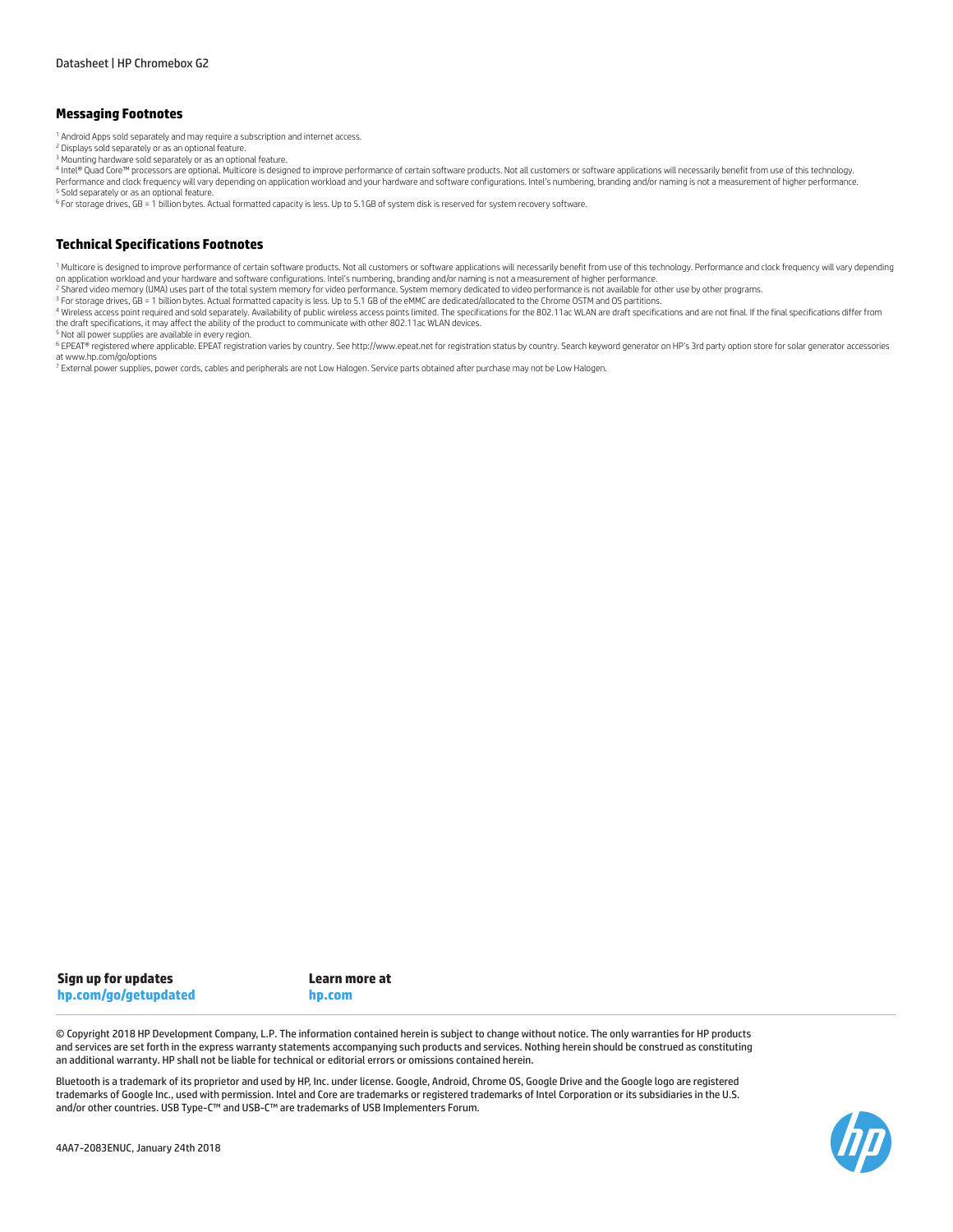## Messaging Footnotes

[1] Android Apps sold separately and may require a subscription and internet access.
[2] Displays sold separately or as an optional feature.
[3] Mounting hardware sold separately or as an optional feature.
[4] Intel® Quad Core™ processors are optional. Multicore is designed to improve performance of certain software products. Not all customers or software applications will necessarily benefit from use of this technology. Performance and clock frequency will vary depending on application workload and your hardware and software configurations. Intel's numbering, branding and/or naming is not a measurement of higher performance.
[5] Sold separately or as an optional feature.
[6] For storage drives, GB = 1 billion bytes. Actual formatted capacity is less. Up to 5.1GB of system disk is reserved for system recovery software.

## Technical Specifications Footnotes

[1] Multicore is designed to improve performance of certain software products. Not all customers or software applications will necessarily benefit from use of this technology. Performance and clock frequency will vary depending on application workload and your hardware and software configurations. Intel's numbering, branding and/or naming is not a measurement of higher performance.
[2] Shared video memory (UMA) uses part of the total system memory for video performance. System memory dedicated to video performance is not available for other use by other programs.
[3] For storage drives, GB = 1 billion bytes. Actual formatted capacity is less. Up to 5.1 GB of the eMMC are dedicated/allocated to the Chrome OSTM and OS partitions.
[4] Wireless access point required and sold separately. Availability of public wireless access points limited. The specifications for the 802.11ac WLAN are draft specifications and are not final. If the final specifications differ from the draft specifications, it may affect the ability of the product to communicate with other 802.11ac WLAN devices.
[5] Not all power supplies are available in every region.
[6] EPEAT® registered where applicable. EPEAT registration varies by country. See http://www.epeat.net for registration status by country. Search keyword generator on HP's 3rd party option store for solar generator accessories at www.hp.com/go/options
[7] External power supplies, power cords, cables and peripherals are not Low Halogen. Service parts obtained after purchase may not be Low Halogen.

**Sign up for updates**
**hp.com/go/getupdated**

**Learn more at**
**hp.com**

© Copyright 2018 HP Development Company, L.P. The information contained herein is subject to change without notice. The only warranties for HP products and services are set forth in the express warranty statements accompanying such products and services. Nothing herein should be construed as constituting an additional warranty. HP shall not be liable for technical or editorial errors or omissions contained herein.

Bluetooth is a trademark of its proprietor and used by HP, Inc. under license. Google, Android, Chrome OS, Google Drive and the Google logo are registered trademarks of Google Inc., used with permission. Intel and Core are trademarks or registered trademarks of Intel Corporation or its subsidiaries in the U.S. and/or other countries. USB Type-C™ and USB-C™ are trademarks of USB Implementers Forum.

4AA7-2083ENUC, January 24th 2018